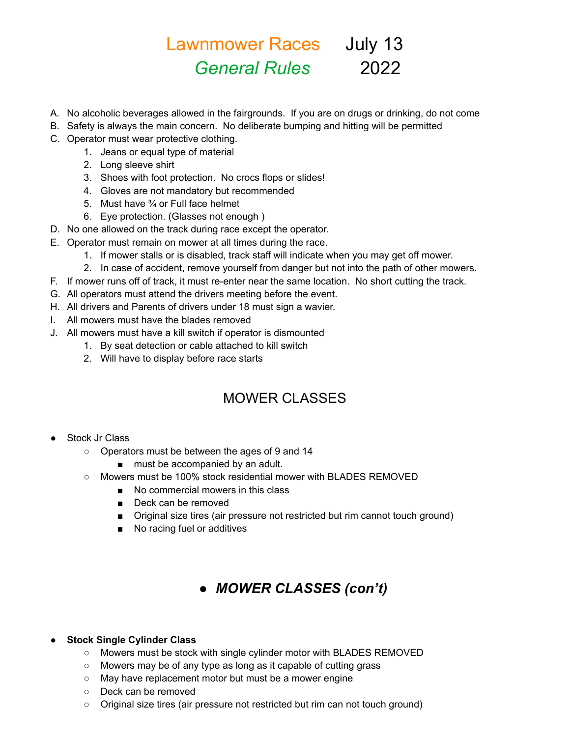# Lawnmower Races July 13
## *General Rules* 2022

A. No alcoholic beverages allowed in the fairgrounds. If you are on drugs or drinking, do not come
B. Safety is always the main concern. No deliberate bumping and hitting will be permitted
C. Operator must wear protective clothing.
   1. Jeans or equal type of material
   2. Long sleeve shirt
   3. Shoes with foot protection. No crocs flops or slides!
   4. Gloves are not mandatory but recommended
   5. Must have ¾ or Full face helmet
   6. Eye protection. (Glasses not enough )
D. No one allowed on the track during race except the operator.
E. Operator must remain on mower at all times during the race.
   1. If mower stalls or is disabled, track staff will indicate when you may get off mower.
   2. In case of accident, remove yourself from danger but not into the path of other mowers.
F. If mower runs off of track, it must re-enter near the same location. No short cutting the track.
G. All operators must attend the drivers meeting before the event.
H. All drivers and Parents of drivers under 18 must sign a wavier.
I. All mowers must have the blades removed
J. All mowers must have a kill switch if operator is dismounted
   1. By seat detection or cable attached to kill switch
   2. Will have to display before race starts

## MOWER CLASSES

- Stock Jr Class
  - Operators must be between the ages of 9 and 14
    - must be accompanied by an adult.
  - Mowers must be 100% stock residential mower with BLADES REMOVED
    - No commercial mowers in this class
    - Deck can be removed
    - Original size tires (air pressure not restricted but rim cannot touch ground)
    - No racing fuel or additives

## *MOWER CLASSES (con't)*

- **Stock Single Cylinder Class**
  - Mowers must be stock with single cylinder motor with BLADES REMOVED
  - Mowers may be of any type as long as it capable of cutting grass
  - May have replacement motor but must be a mower engine
  - Deck can be removed
  - Original size tires (air pressure not restricted but rim can not touch ground)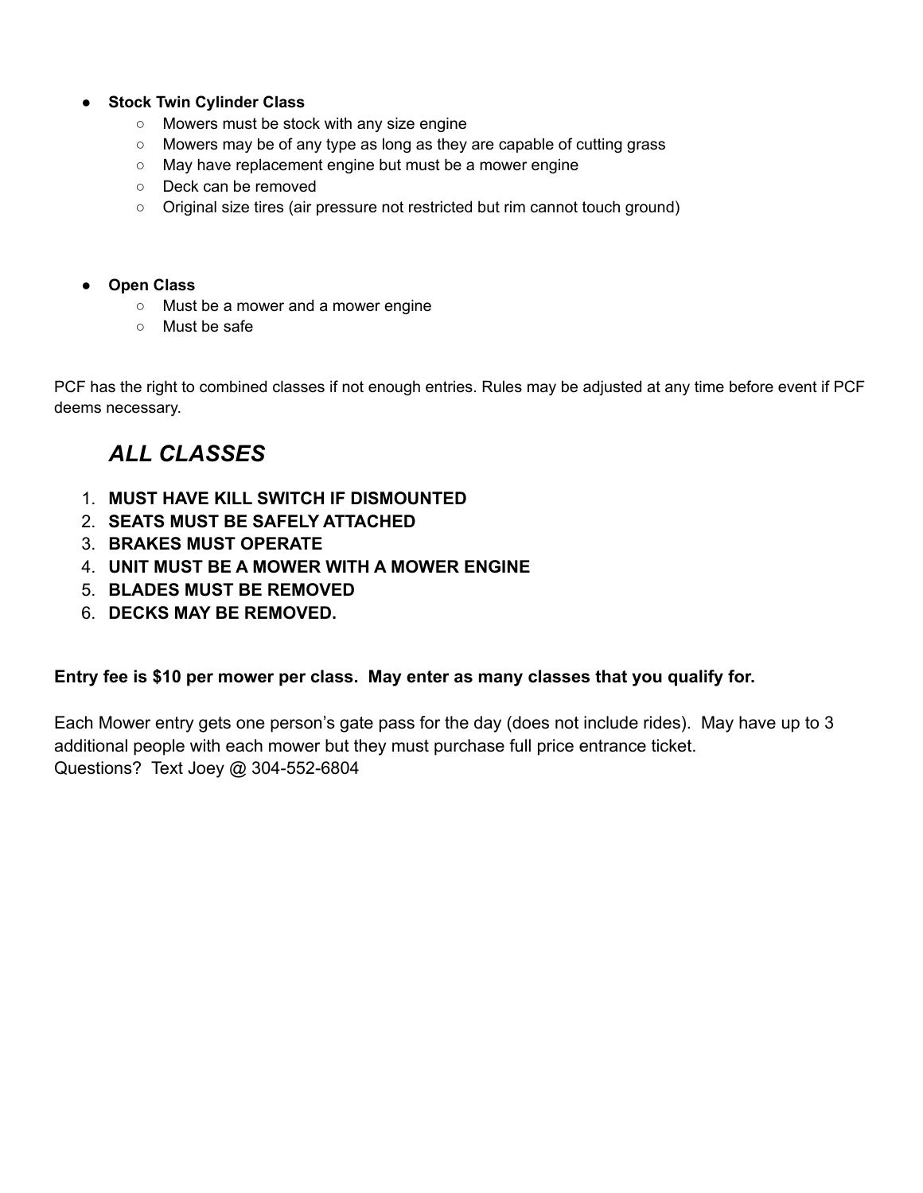- **Stock Twin Cylinder Class**
  - Mowers must be stock with any size engine
  - Mowers may be of any type as long as they are capable of cutting grass
  - May have replacement engine but must be a mower engine
  - Deck can be removed
  - Original size tires (air pressure not restricted but rim cannot touch ground)

- **Open Class**
  - Must be a mower and a mower engine
  - Must be safe

PCF has the right to combined classes if not enough entries. Rules may be adjusted at any time before event if PCF deems necessary.

## ***ALL CLASSES***

1. **MUST HAVE KILL SWITCH IF DISMOUNTED**
2. **SEATS MUST BE SAFELY ATTACHED**
3. **BRAKES MUST OPERATE**
4. **UNIT MUST BE A MOWER WITH A MOWER ENGINE**
5. **BLADES MUST BE REMOVED**
6. **DECKS MAY BE REMOVED.**

**Entry fee is $10 per mower per class. May enter as many classes that you qualify for.**

Each Mower entry gets one person's gate pass for the day (does not include rides). May have up to 3 additional people with each mower but they must purchase full price entrance ticket.
Questions? Text Joey @ 304-552-6804